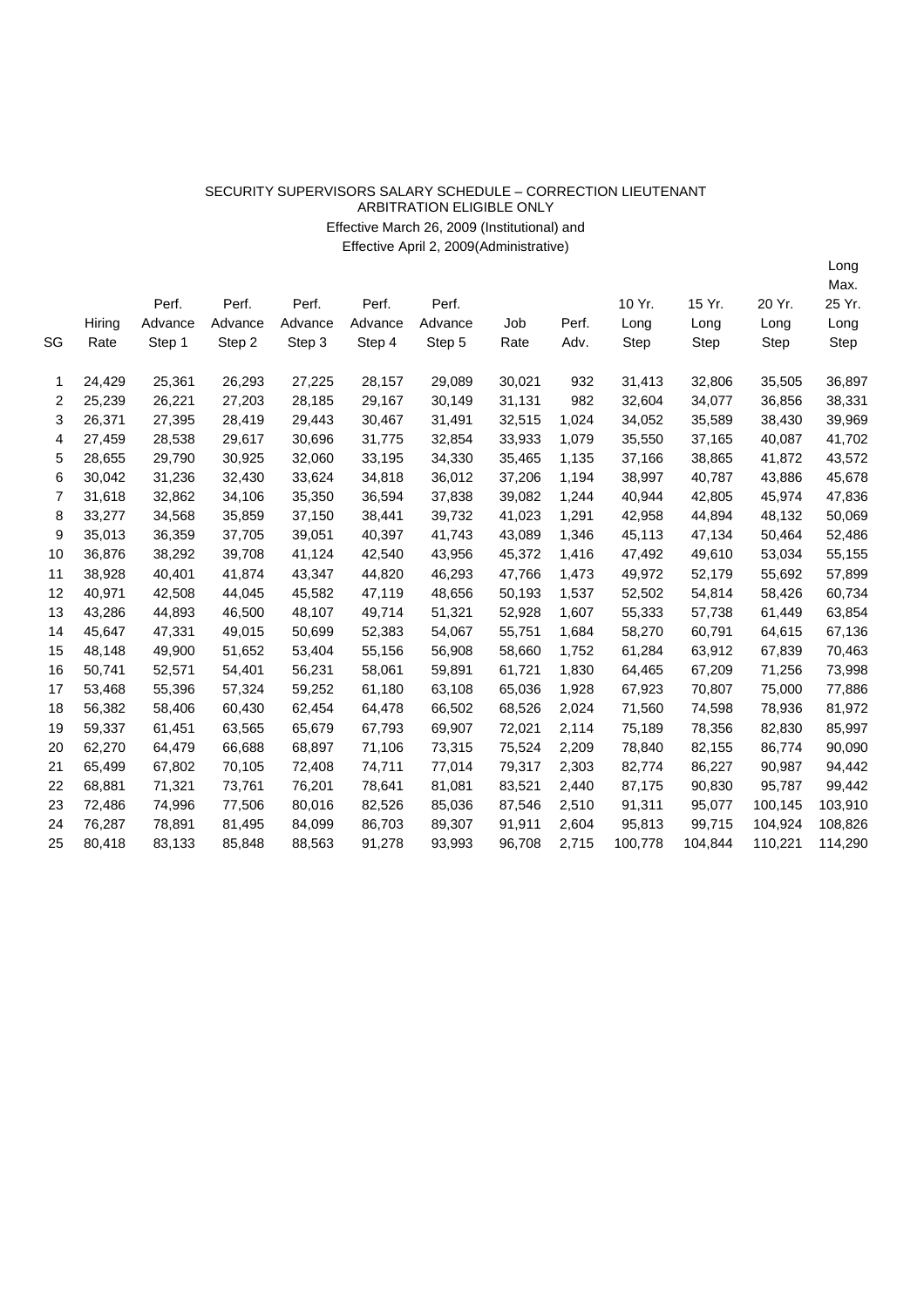SECURITY SUPERVISORS SALARY SCHEDULE – CORRECTION LIEUTENANT
ARBITRATION ELIGIBLE ONLY
Effective March 26, 2009 (Institutional) and
Effective April 2, 2009(Administrative)

| SG | Hiring Rate | Perf. Advance Step 1 | Perf. Advance Step 2 | Perf. Advance Step 3 | Perf. Advance Step 4 | Perf. Advance Step 5 | Job Rate | Perf. Adv. | 10 Yr. Long Step | 15 Yr. Long Step | 20 Yr. Long Step | Long Max. 25 Yr. Long Step |
|---|---|---|---|---|---|---|---|---|---|---|---|---|
| 1 | 24,429 | 25,361 | 26,293 | 27,225 | 28,157 | 29,089 | 30,021 | 932 | 31,413 | 32,806 | 35,505 | 36,897 |
| 2 | 25,239 | 26,221 | 27,203 | 28,185 | 29,167 | 30,149 | 31,131 | 982 | 32,604 | 34,077 | 36,856 | 38,331 |
| 3 | 26,371 | 27,395 | 28,419 | 29,443 | 30,467 | 31,491 | 32,515 | 1,024 | 34,052 | 35,589 | 38,430 | 39,969 |
| 4 | 27,459 | 28,538 | 29,617 | 30,696 | 31,775 | 32,854 | 33,933 | 1,079 | 35,550 | 37,165 | 40,087 | 41,702 |
| 5 | 28,655 | 29,790 | 30,925 | 32,060 | 33,195 | 34,330 | 35,465 | 1,135 | 37,166 | 38,865 | 41,872 | 43,572 |
| 6 | 30,042 | 31,236 | 32,430 | 33,624 | 34,818 | 36,012 | 37,206 | 1,194 | 38,997 | 40,787 | 43,886 | 45,678 |
| 7 | 31,618 | 32,862 | 34,106 | 35,350 | 36,594 | 37,838 | 39,082 | 1,244 | 40,944 | 42,805 | 45,974 | 47,836 |
| 8 | 33,277 | 34,568 | 35,859 | 37,150 | 38,441 | 39,732 | 41,023 | 1,291 | 42,958 | 44,894 | 48,132 | 50,069 |
| 9 | 35,013 | 36,359 | 37,705 | 39,051 | 40,397 | 41,743 | 43,089 | 1,346 | 45,113 | 47,134 | 50,464 | 52,486 |
| 10 | 36,876 | 38,292 | 39,708 | 41,124 | 42,540 | 43,956 | 45,372 | 1,416 | 47,492 | 49,610 | 53,034 | 55,155 |
| 11 | 38,928 | 40,401 | 41,874 | 43,347 | 44,820 | 46,293 | 47,766 | 1,473 | 49,972 | 52,179 | 55,692 | 57,899 |
| 12 | 40,971 | 42,508 | 44,045 | 45,582 | 47,119 | 48,656 | 50,193 | 1,537 | 52,502 | 54,814 | 58,426 | 60,734 |
| 13 | 43,286 | 44,893 | 46,500 | 48,107 | 49,714 | 51,321 | 52,928 | 1,607 | 55,333 | 57,738 | 61,449 | 63,854 |
| 14 | 45,647 | 47,331 | 49,015 | 50,699 | 52,383 | 54,067 | 55,751 | 1,684 | 58,270 | 60,791 | 64,615 | 67,136 |
| 15 | 48,148 | 49,900 | 51,652 | 53,404 | 55,156 | 56,908 | 58,660 | 1,752 | 61,284 | 63,912 | 67,839 | 70,463 |
| 16 | 50,741 | 52,571 | 54,401 | 56,231 | 58,061 | 59,891 | 61,721 | 1,830 | 64,465 | 67,209 | 71,256 | 73,998 |
| 17 | 53,468 | 55,396 | 57,324 | 59,252 | 61,180 | 63,108 | 65,036 | 1,928 | 67,923 | 70,807 | 75,000 | 77,886 |
| 18 | 56,382 | 58,406 | 60,430 | 62,454 | 64,478 | 66,502 | 68,526 | 2,024 | 71,560 | 74,598 | 78,936 | 81,972 |
| 19 | 59,337 | 61,451 | 63,565 | 65,679 | 67,793 | 69,907 | 72,021 | 2,114 | 75,189 | 78,356 | 82,830 | 85,997 |
| 20 | 62,270 | 64,479 | 66,688 | 68,897 | 71,106 | 73,315 | 75,524 | 2,209 | 78,840 | 82,155 | 86,774 | 90,090 |
| 21 | 65,499 | 67,802 | 70,105 | 72,408 | 74,711 | 77,014 | 79,317 | 2,303 | 82,774 | 86,227 | 90,987 | 94,442 |
| 22 | 68,881 | 71,321 | 73,761 | 76,201 | 78,641 | 81,081 | 83,521 | 2,440 | 87,175 | 90,830 | 95,787 | 99,442 |
| 23 | 72,486 | 74,996 | 77,506 | 80,016 | 82,526 | 85,036 | 87,546 | 2,510 | 91,311 | 95,077 | 100,145 | 103,910 |
| 24 | 76,287 | 78,891 | 81,495 | 84,099 | 86,703 | 89,307 | 91,911 | 2,604 | 95,813 | 99,715 | 104,924 | 108,826 |
| 25 | 80,418 | 83,133 | 85,848 | 88,563 | 91,278 | 93,993 | 96,708 | 2,715 | 100,778 | 104,844 | 110,221 | 114,290 |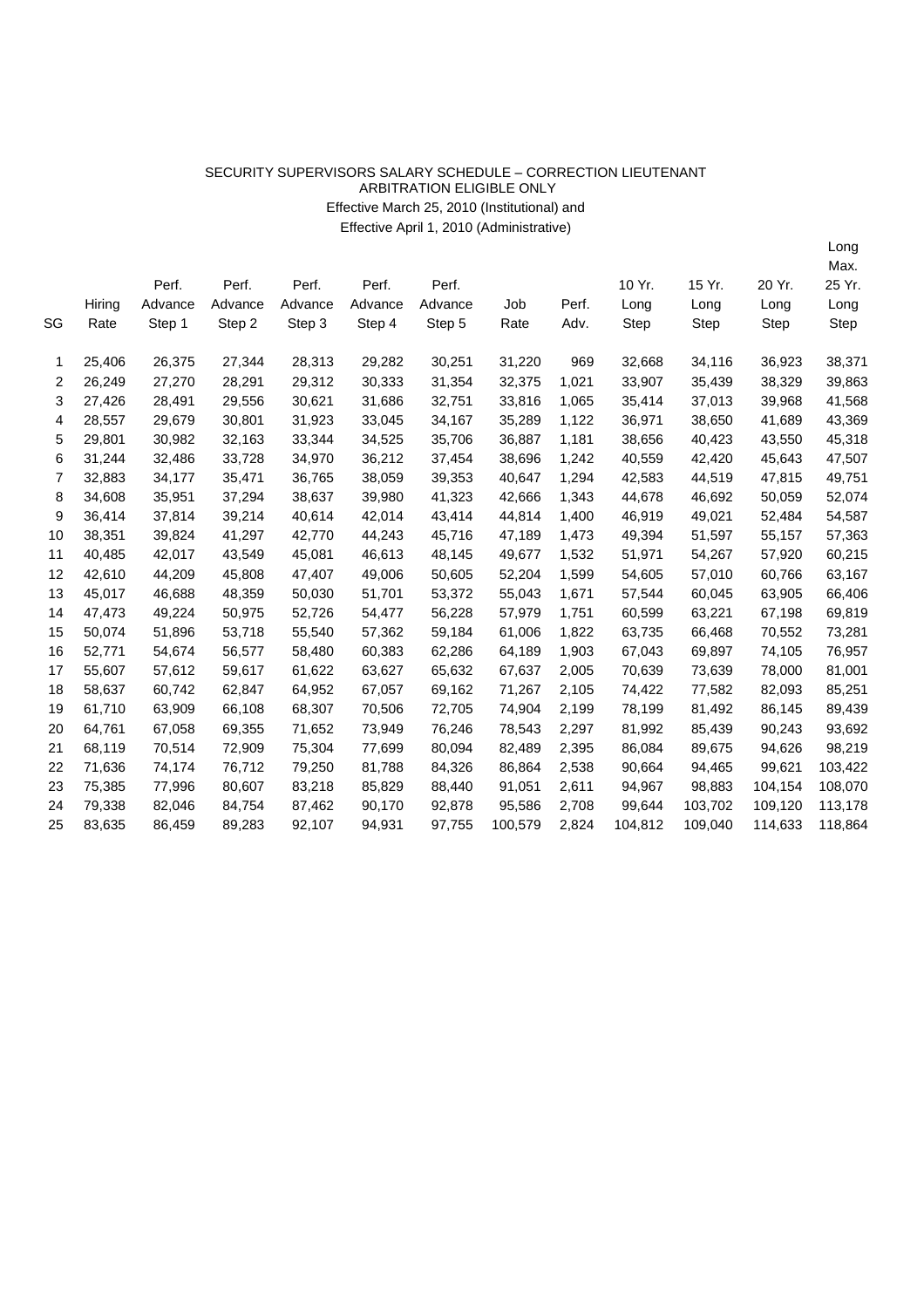SECURITY SUPERVISORS SALARY SCHEDULE – CORRECTION LIEUTENANT
ARBITRATION ELIGIBLE ONLY
Effective March 25, 2010 (Institutional) and
Effective April 1, 2010 (Administrative)

| SG | Hiring Rate | Perf. Advance Step 1 | Perf. Advance Step 2 | Perf. Advance Step 3 | Perf. Advance Step 4 | Perf. Advance Step 5 | Job Rate | Perf. Adv. | 10 Yr. Long Step | 15 Yr. Long Step | 20 Yr. Long Step | Long Max. 25 Yr. Long Step |
|---|---|---|---|---|---|---|---|---|---|---|---|---|
| 1 | 25,406 | 26,375 | 27,344 | 28,313 | 29,282 | 30,251 | 31,220 | 969 | 32,668 | 34,116 | 36,923 | 38,371 |
| 2 | 26,249 | 27,270 | 28,291 | 29,312 | 30,333 | 31,354 | 32,375 | 1,021 | 33,907 | 35,439 | 38,329 | 39,863 |
| 3 | 27,426 | 28,491 | 29,556 | 30,621 | 31,686 | 32,751 | 33,816 | 1,065 | 35,414 | 37,013 | 39,968 | 41,568 |
| 4 | 28,557 | 29,679 | 30,801 | 31,923 | 33,045 | 34,167 | 35,289 | 1,122 | 36,971 | 38,650 | 41,689 | 43,369 |
| 5 | 29,801 | 30,982 | 32,163 | 33,344 | 34,525 | 35,706 | 36,887 | 1,181 | 38,656 | 40,423 | 43,550 | 45,318 |
| 6 | 31,244 | 32,486 | 33,728 | 34,970 | 36,212 | 37,454 | 38,696 | 1,242 | 40,559 | 42,420 | 45,643 | 47,507 |
| 7 | 32,883 | 34,177 | 35,471 | 36,765 | 38,059 | 39,353 | 40,647 | 1,294 | 42,583 | 44,519 | 47,815 | 49,751 |
| 8 | 34,608 | 35,951 | 37,294 | 38,637 | 39,980 | 41,323 | 42,666 | 1,343 | 44,678 | 46,692 | 50,059 | 52,074 |
| 9 | 36,414 | 37,814 | 39,214 | 40,614 | 42,014 | 43,414 | 44,814 | 1,400 | 46,919 | 49,021 | 52,484 | 54,587 |
| 10 | 38,351 | 39,824 | 41,297 | 42,770 | 44,243 | 45,716 | 47,189 | 1,473 | 49,394 | 51,597 | 55,157 | 57,363 |
| 11 | 40,485 | 42,017 | 43,549 | 45,081 | 46,613 | 48,145 | 49,677 | 1,532 | 51,971 | 54,267 | 57,920 | 60,215 |
| 12 | 42,610 | 44,209 | 45,808 | 47,407 | 49,006 | 50,605 | 52,204 | 1,599 | 54,605 | 57,010 | 60,766 | 63,167 |
| 13 | 45,017 | 46,688 | 48,359 | 50,030 | 51,701 | 53,372 | 55,043 | 1,671 | 57,544 | 60,045 | 63,905 | 66,406 |
| 14 | 47,473 | 49,224 | 50,975 | 52,726 | 54,477 | 56,228 | 57,979 | 1,751 | 60,599 | 63,221 | 67,198 | 69,819 |
| 15 | 50,074 | 51,896 | 53,718 | 55,540 | 57,362 | 59,184 | 61,006 | 1,822 | 63,735 | 66,468 | 70,552 | 73,281 |
| 16 | 52,771 | 54,674 | 56,577 | 58,480 | 60,383 | 62,286 | 64,189 | 1,903 | 67,043 | 69,897 | 74,105 | 76,957 |
| 17 | 55,607 | 57,612 | 59,617 | 61,622 | 63,627 | 65,632 | 67,637 | 2,005 | 70,639 | 73,639 | 78,000 | 81,001 |
| 18 | 58,637 | 60,742 | 62,847 | 64,952 | 67,057 | 69,162 | 71,267 | 2,105 | 74,422 | 77,582 | 82,093 | 85,251 |
| 19 | 61,710 | 63,909 | 66,108 | 68,307 | 70,506 | 72,705 | 74,904 | 2,199 | 78,199 | 81,492 | 86,145 | 89,439 |
| 20 | 64,761 | 67,058 | 69,355 | 71,652 | 73,949 | 76,246 | 78,543 | 2,297 | 81,992 | 85,439 | 90,243 | 93,692 |
| 21 | 68,119 | 70,514 | 72,909 | 75,304 | 77,699 | 80,094 | 82,489 | 2,395 | 86,084 | 89,675 | 94,626 | 98,219 |
| 22 | 71,636 | 74,174 | 76,712 | 79,250 | 81,788 | 84,326 | 86,864 | 2,538 | 90,664 | 94,465 | 99,621 | 103,422 |
| 23 | 75,385 | 77,996 | 80,607 | 83,218 | 85,829 | 88,440 | 91,051 | 2,611 | 94,967 | 98,883 | 104,154 | 108,070 |
| 24 | 79,338 | 82,046 | 84,754 | 87,462 | 90,170 | 92,878 | 95,586 | 2,708 | 99,644 | 103,702 | 109,120 | 113,178 |
| 25 | 83,635 | 86,459 | 89,283 | 92,107 | 94,931 | 97,755 | 100,579 | 2,824 | 104,812 | 109,040 | 114,633 | 118,864 |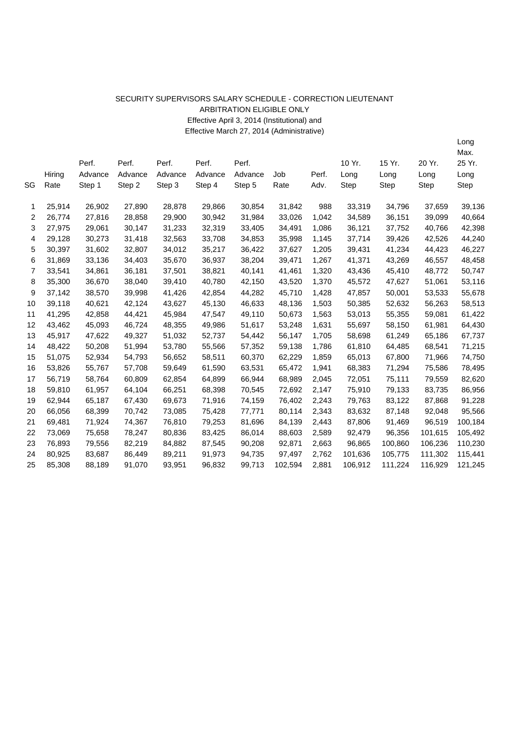SECURITY SUPERVISORS SALARY SCHEDULE - CORRECTION LIEUTENANT

ARBITRATION ELIGIBLE ONLY

Effective April 3, 2014 (Institutional) and

Effective March 27, 2014 (Administrative)

| SG | Hiring Rate | Perf. Advance Step 1 | Perf. Advance Step 2 | Perf. Advance Step 3 | Perf. Advance Step 4 | Perf. Advance Step 5 | Job Rate | Perf. Adv. | 10 Yr. Long Step | 15 Yr. Long Step | 20 Yr. Long Step | Long Max. 25 Yr. Long Step |
|---|---|---|---|---|---|---|---|---|---|---|---|---|
| 1 | 25,914 | 26,902 | 27,890 | 28,878 | 29,866 | 30,854 | 31,842 | 988 | 33,319 | 34,796 | 37,659 | 39,136 |
| 2 | 26,774 | 27,816 | 28,858 | 29,900 | 30,942 | 31,984 | 33,026 | 1,042 | 34,589 | 36,151 | 39,099 | 40,664 |
| 3 | 27,975 | 29,061 | 30,147 | 31,233 | 32,319 | 33,405 | 34,491 | 1,086 | 36,121 | 37,752 | 40,766 | 42,398 |
| 4 | 29,128 | 30,273 | 31,418 | 32,563 | 33,708 | 34,853 | 35,998 | 1,145 | 37,714 | 39,426 | 42,526 | 44,240 |
| 5 | 30,397 | 31,602 | 32,807 | 34,012 | 35,217 | 36,422 | 37,627 | 1,205 | 39,431 | 41,234 | 44,423 | 46,227 |
| 6 | 31,869 | 33,136 | 34,403 | 35,670 | 36,937 | 38,204 | 39,471 | 1,267 | 41,371 | 43,269 | 46,557 | 48,458 |
| 7 | 33,541 | 34,861 | 36,181 | 37,501 | 38,821 | 40,141 | 41,461 | 1,320 | 43,436 | 45,410 | 48,772 | 50,747 |
| 8 | 35,300 | 36,670 | 38,040 | 39,410 | 40,780 | 42,150 | 43,520 | 1,370 | 45,572 | 47,627 | 51,061 | 53,116 |
| 9 | 37,142 | 38,570 | 39,998 | 41,426 | 42,854 | 44,282 | 45,710 | 1,428 | 47,857 | 50,001 | 53,533 | 55,678 |
| 10 | 39,118 | 40,621 | 42,124 | 43,627 | 45,130 | 46,633 | 48,136 | 1,503 | 50,385 | 52,632 | 56,263 | 58,513 |
| 11 | 41,295 | 42,858 | 44,421 | 45,984 | 47,547 | 49,110 | 50,673 | 1,563 | 53,013 | 55,355 | 59,081 | 61,422 |
| 12 | 43,462 | 45,093 | 46,724 | 48,355 | 49,986 | 51,617 | 53,248 | 1,631 | 55,697 | 58,150 | 61,981 | 64,430 |
| 13 | 45,917 | 47,622 | 49,327 | 51,032 | 52,737 | 54,442 | 56,147 | 1,705 | 58,698 | 61,249 | 65,186 | 67,737 |
| 14 | 48,422 | 50,208 | 51,994 | 53,780 | 55,566 | 57,352 | 59,138 | 1,786 | 61,810 | 64,485 | 68,541 | 71,215 |
| 15 | 51,075 | 52,934 | 54,793 | 56,652 | 58,511 | 60,370 | 62,229 | 1,859 | 65,013 | 67,800 | 71,966 | 74,750 |
| 16 | 53,826 | 55,767 | 57,708 | 59,649 | 61,590 | 63,531 | 65,472 | 1,941 | 68,383 | 71,294 | 75,586 | 78,495 |
| 17 | 56,719 | 58,764 | 60,809 | 62,854 | 64,899 | 66,944 | 68,989 | 2,045 | 72,051 | 75,111 | 79,559 | 82,620 |
| 18 | 59,810 | 61,957 | 64,104 | 66,251 | 68,398 | 70,545 | 72,692 | 2,147 | 75,910 | 79,133 | 83,735 | 86,956 |
| 19 | 62,944 | 65,187 | 67,430 | 69,673 | 71,916 | 74,159 | 76,402 | 2,243 | 79,763 | 83,122 | 87,868 | 91,228 |
| 20 | 66,056 | 68,399 | 70,742 | 73,085 | 75,428 | 77,771 | 80,114 | 2,343 | 83,632 | 87,148 | 92,048 | 95,566 |
| 21 | 69,481 | 71,924 | 74,367 | 76,810 | 79,253 | 81,696 | 84,139 | 2,443 | 87,806 | 91,469 | 96,519 | 100,184 |
| 22 | 73,069 | 75,658 | 78,247 | 80,836 | 83,425 | 86,014 | 88,603 | 2,589 | 92,479 | 96,356 | 101,615 | 105,492 |
| 23 | 76,893 | 79,556 | 82,219 | 84,882 | 87,545 | 90,208 | 92,871 | 2,663 | 96,865 | 100,860 | 106,236 | 110,230 |
| 24 | 80,925 | 83,687 | 86,449 | 89,211 | 91,973 | 94,735 | 97,497 | 2,762 | 101,636 | 105,775 | 111,302 | 115,441 |
| 25 | 85,308 | 88,189 | 91,070 | 93,951 | 96,832 | 99,713 | 102,594 | 2,881 | 106,912 | 111,224 | 116,929 | 121,245 |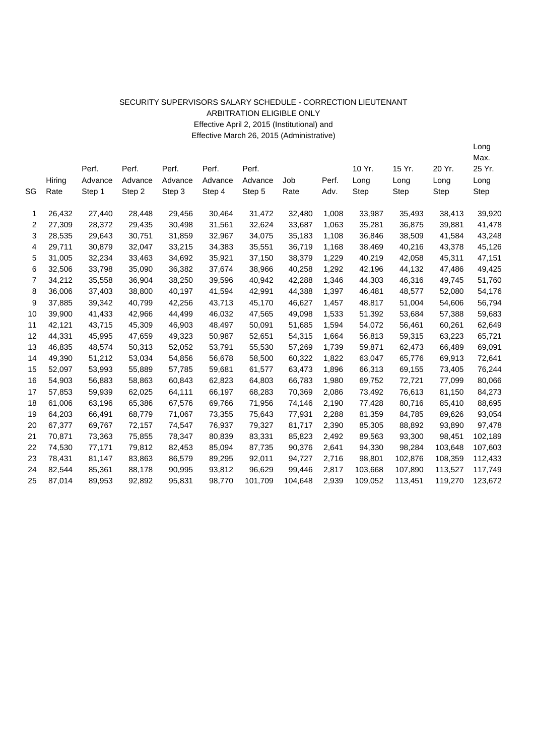SECURITY SUPERVISORS SALARY SCHEDULE - CORRECTION LIEUTENANT

ARBITRATION ELIGIBLE ONLY

Effective April 2, 2015 (Institutional) and

Effective March 26, 2015 (Administrative)

| SG | Hiring Rate | Perf. Advance Step 1 | Perf. Advance Step 2 | Perf. Advance Step 3 | Perf. Advance Step 4 | Perf. Advance Step 5 | Job Rate | Perf. Adv. | 10 Yr. Long Step | 15 Yr. Long Step | 20 Yr. Long Step | Long Max. 25 Yr. Long Step |
|---|---|---|---|---|---|---|---|---|---|---|---|---|
| 1 | 26,432 | 27,440 | 28,448 | 29,456 | 30,464 | 31,472 | 32,480 | 1,008 | 33,987 | 35,493 | 38,413 | 39,920 |
| 2 | 27,309 | 28,372 | 29,435 | 30,498 | 31,561 | 32,624 | 33,687 | 1,063 | 35,281 | 36,875 | 39,881 | 41,478 |
| 3 | 28,535 | 29,643 | 30,751 | 31,859 | 32,967 | 34,075 | 35,183 | 1,108 | 36,846 | 38,509 | 41,584 | 43,248 |
| 4 | 29,711 | 30,879 | 32,047 | 33,215 | 34,383 | 35,551 | 36,719 | 1,168 | 38,469 | 40,216 | 43,378 | 45,126 |
| 5 | 31,005 | 32,234 | 33,463 | 34,692 | 35,921 | 37,150 | 38,379 | 1,229 | 40,219 | 42,058 | 45,311 | 47,151 |
| 6 | 32,506 | 33,798 | 35,090 | 36,382 | 37,674 | 38,966 | 40,258 | 1,292 | 42,196 | 44,132 | 47,486 | 49,425 |
| 7 | 34,212 | 35,558 | 36,904 | 38,250 | 39,596 | 40,942 | 42,288 | 1,346 | 44,303 | 46,316 | 49,745 | 51,760 |
| 8 | 36,006 | 37,403 | 38,800 | 40,197 | 41,594 | 42,991 | 44,388 | 1,397 | 46,481 | 48,577 | 52,080 | 54,176 |
| 9 | 37,885 | 39,342 | 40,799 | 42,256 | 43,713 | 45,170 | 46,627 | 1,457 | 48,817 | 51,004 | 54,606 | 56,794 |
| 10 | 39,900 | 41,433 | 42,966 | 44,499 | 46,032 | 47,565 | 49,098 | 1,533 | 51,392 | 53,684 | 57,388 | 59,683 |
| 11 | 42,121 | 43,715 | 45,309 | 46,903 | 48,497 | 50,091 | 51,685 | 1,594 | 54,072 | 56,461 | 60,261 | 62,649 |
| 12 | 44,331 | 45,995 | 47,659 | 49,323 | 50,987 | 52,651 | 54,315 | 1,664 | 56,813 | 59,315 | 63,223 | 65,721 |
| 13 | 46,835 | 48,574 | 50,313 | 52,052 | 53,791 | 55,530 | 57,269 | 1,739 | 59,871 | 62,473 | 66,489 | 69,091 |
| 14 | 49,390 | 51,212 | 53,034 | 54,856 | 56,678 | 58,500 | 60,322 | 1,822 | 63,047 | 65,776 | 69,913 | 72,641 |
| 15 | 52,097 | 53,993 | 55,889 | 57,785 | 59,681 | 61,577 | 63,473 | 1,896 | 66,313 | 69,155 | 73,405 | 76,244 |
| 16 | 54,903 | 56,883 | 58,863 | 60,843 | 62,823 | 64,803 | 66,783 | 1,980 | 69,752 | 72,721 | 77,099 | 80,066 |
| 17 | 57,853 | 59,939 | 62,025 | 64,111 | 66,197 | 68,283 | 70,369 | 2,086 | 73,492 | 76,613 | 81,150 | 84,273 |
| 18 | 61,006 | 63,196 | 65,386 | 67,576 | 69,766 | 71,956 | 74,146 | 2,190 | 77,428 | 80,716 | 85,410 | 88,695 |
| 19 | 64,203 | 66,491 | 68,779 | 71,067 | 73,355 | 75,643 | 77,931 | 2,288 | 81,359 | 84,785 | 89,626 | 93,054 |
| 20 | 67,377 | 69,767 | 72,157 | 74,547 | 76,937 | 79,327 | 81,717 | 2,390 | 85,305 | 88,892 | 93,890 | 97,478 |
| 21 | 70,871 | 73,363 | 75,855 | 78,347 | 80,839 | 83,331 | 85,823 | 2,492 | 89,563 | 93,300 | 98,451 | 102,189 |
| 22 | 74,530 | 77,171 | 79,812 | 82,453 | 85,094 | 87,735 | 90,376 | 2,641 | 94,330 | 98,284 | 103,648 | 107,603 |
| 23 | 78,431 | 81,147 | 83,863 | 86,579 | 89,295 | 92,011 | 94,727 | 2,716 | 98,801 | 102,876 | 108,359 | 112,433 |
| 24 | 82,544 | 85,361 | 88,178 | 90,995 | 93,812 | 96,629 | 99,446 | 2,817 | 103,668 | 107,890 | 113,527 | 117,749 |
| 25 | 87,014 | 89,953 | 92,892 | 95,831 | 98,770 | 101,709 | 104,648 | 2,939 | 109,052 | 113,451 | 119,270 | 123,672 |